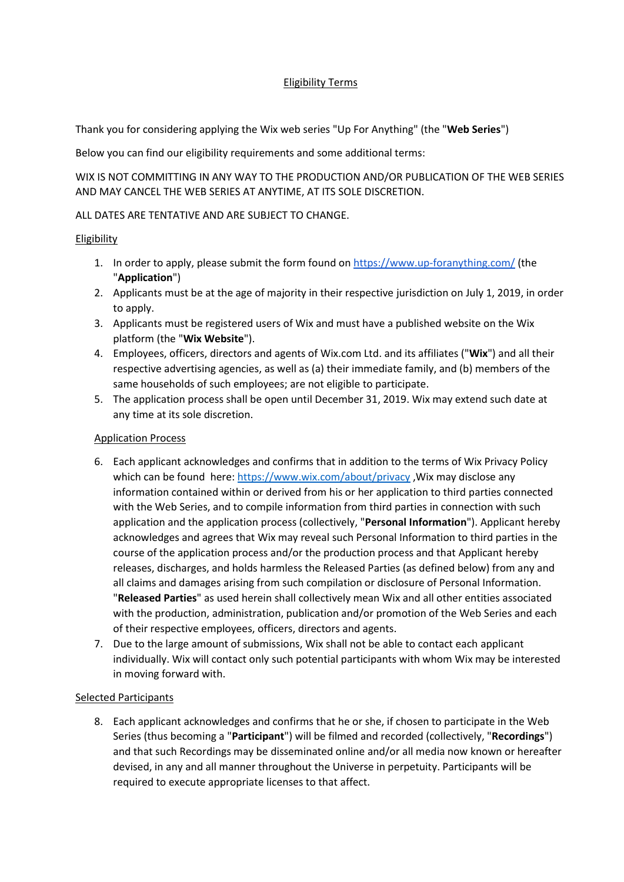# Eligibility Terms

Thank you for considering applying the Wix web series "Up For Anything" (the "**Web Series**")

Below you can find our eligibility requirements and some additional terms:

WIX IS NOT COMMITTING IN ANY WAY TO THE PRODUCTION AND/OR PUBLICATION OF THE WEB SERIES AND MAY CANCEL THE WEB SERIES AT ANYTIME, AT ITS SOLE DISCRETION.

ALL DATES ARE TENTATIVE AND ARE SUBJECT TO CHANGE.

## Eligibility

1. In order to apply, please submit the form found on https://www.up-foranything.com/ (the "**Application**")
2. Applicants must be at the age of majority in their respective jurisdiction on July 1, 2019, in order to apply.
3. Applicants must be registered users of Wix and must have a published website on the Wix platform (the "**Wix Website**").
4. Employees, officers, directors and agents of Wix.com Ltd. and its affiliates ("**Wix**") and all their respective advertising agencies, as well as (a) their immediate family, and (b) members of the same households of such employees; are not eligible to participate.
5. The application process shall be open until December 31, 2019. Wix may extend such date at any time at its sole discretion.

## Application Process

6. Each applicant acknowledges and confirms that in addition to the terms of Wix Privacy Policy which can be found here: https://www.wix.com/about/privacy ,Wix may disclose any information contained within or derived from his or her application to third parties connected with the Web Series, and to compile information from third parties in connection with such application and the application process (collectively, "**Personal Information**"). Applicant hereby acknowledges and agrees that Wix may reveal such Personal Information to third parties in the course of the application process and/or the production process and that Applicant hereby releases, discharges, and holds harmless the Released Parties (as defined below) from any and all claims and damages arising from such compilation or disclosure of Personal Information. "**Released Parties**" as used herein shall collectively mean Wix and all other entities associated with the production, administration, publication and/or promotion of the Web Series and each of their respective employees, officers, directors and agents.
7. Due to the large amount of submissions, Wix shall not be able to contact each applicant individually. Wix will contact only such potential participants with whom Wix may be interested in moving forward with.

## Selected Participants

8. Each applicant acknowledges and confirms that he or she, if chosen to participate in the Web Series (thus becoming a "**Participant**") will be filmed and recorded (collectively, "**Recordings**") and that such Recordings may be disseminated online and/or all media now known or hereafter devised, in any and all manner throughout the Universe in perpetuity. Participants will be required to execute appropriate licenses to that affect.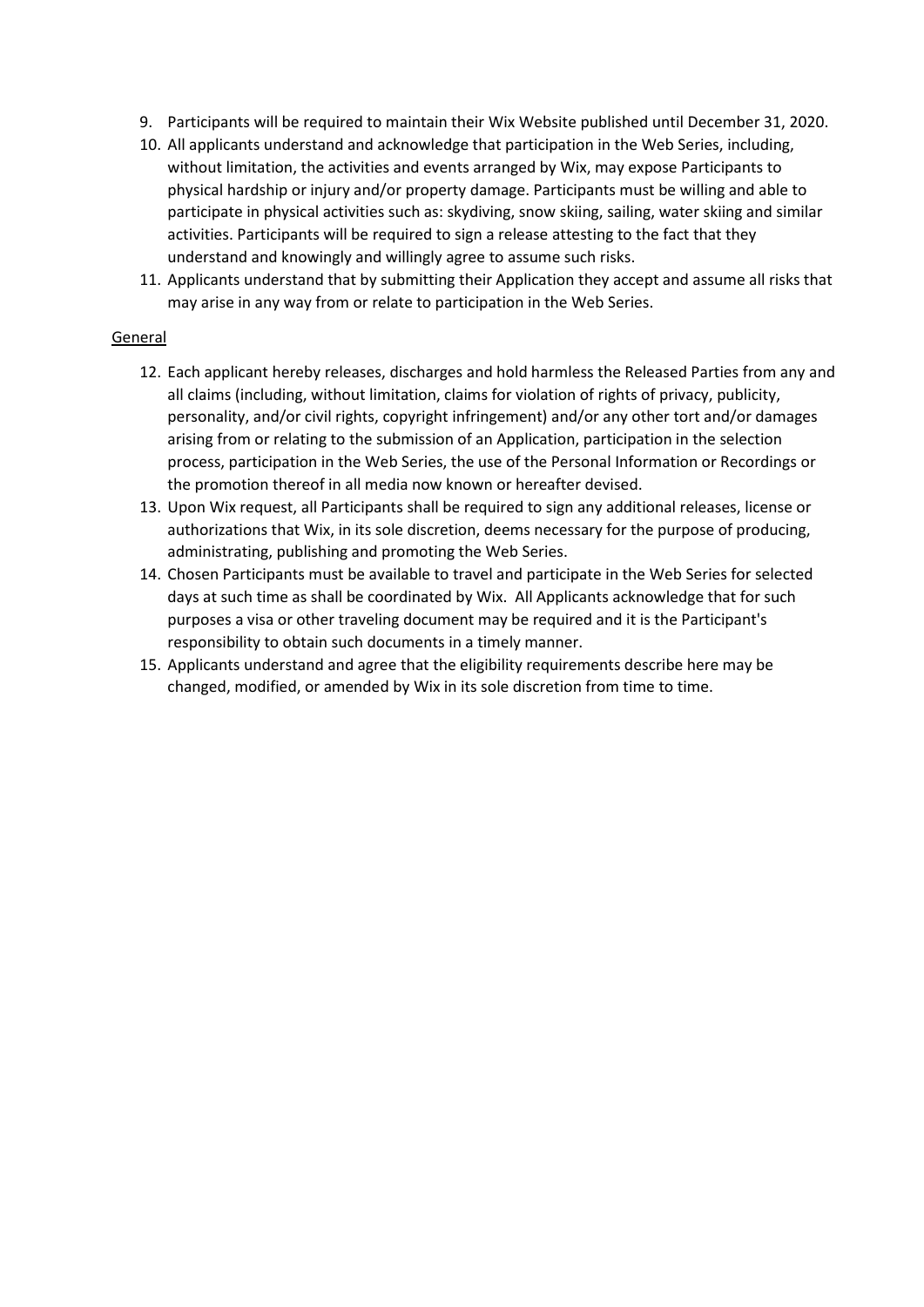9. Participants will be required to maintain their Wix Website published until December 31, 2020.
10. All applicants understand and acknowledge that participation in the Web Series, including, without limitation, the activities and events arranged by Wix, may expose Participants to physical hardship or injury and/or property damage. Participants must be willing and able to participate in physical activities such as: skydiving, snow skiing, sailing, water skiing and similar activities. Participants will be required to sign a release attesting to the fact that they understand and knowingly and willingly agree to assume such risks.
11. Applicants understand that by submitting their Application they accept and assume all risks that may arise in any way from or relate to participation in the Web Series.

<u>General</u>

12. Each applicant hereby releases, discharges and hold harmless the Released Parties from any and all claims (including, without limitation, claims for violation of rights of privacy, publicity, personality, and/or civil rights, copyright infringement) and/or any other tort and/or damages arising from or relating to the submission of an Application, participation in the selection process, participation in the Web Series, the use of the Personal Information or Recordings or the promotion thereof in all media now known or hereafter devised.
13. Upon Wix request, all Participants shall be required to sign any additional releases, license or authorizations that Wix, in its sole discretion, deems necessary for the purpose of producing, administrating, publishing and promoting the Web Series.
14. Chosen Participants must be available to travel and participate in the Web Series for selected days at such time as shall be coordinated by Wix. All Applicants acknowledge that for such purposes a visa or other traveling document may be required and it is the Participant's responsibility to obtain such documents in a timely manner.
15. Applicants understand and agree that the eligibility requirements describe here may be changed, modified, or amended by Wix in its sole discretion from time to time.